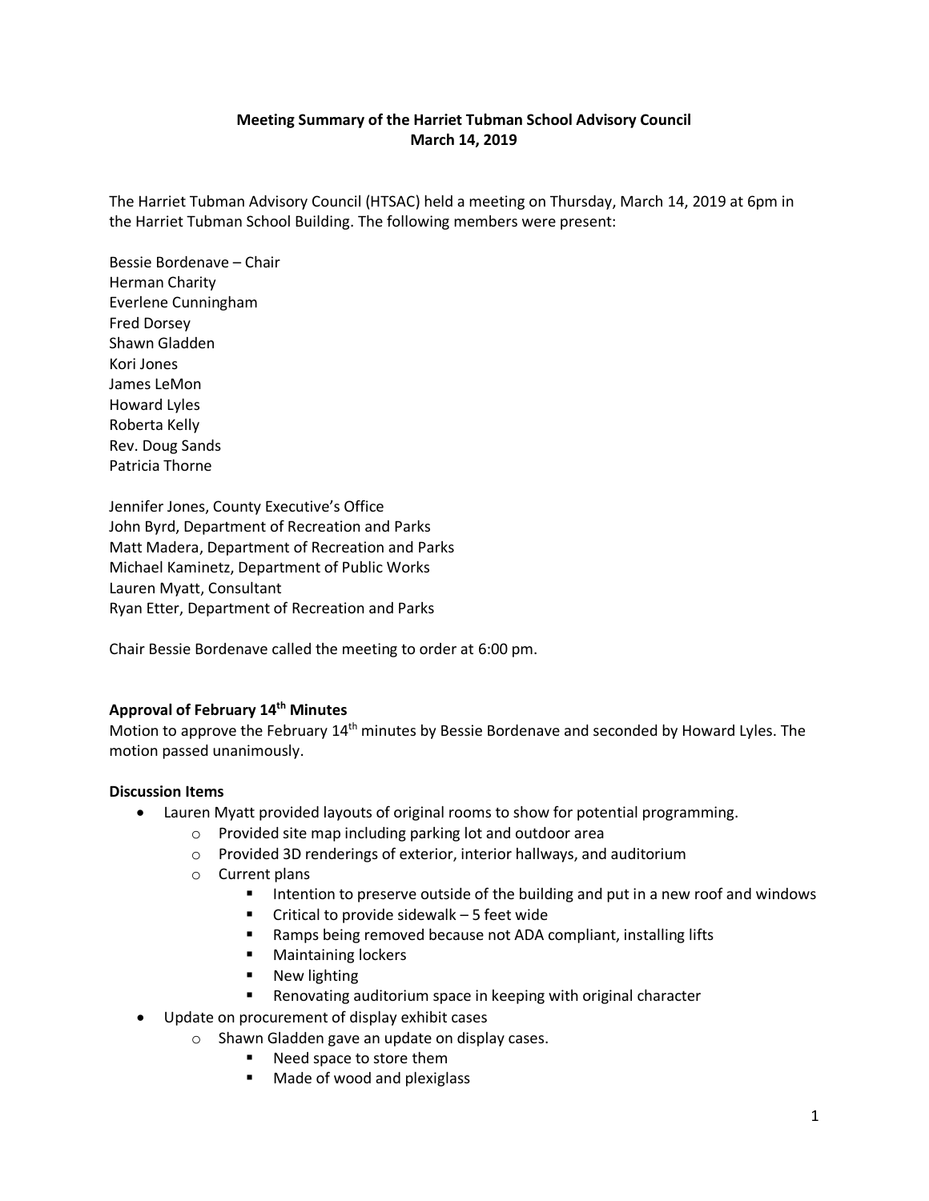# Meeting Summary of the Harriet Tubman School Advisory Council
## March 14, 2019

The Harriet Tubman Advisory Council (HTSAC) held a meeting on Thursday, March 14, 2019 at 6pm in the Harriet Tubman School Building. The following members were present:

Bessie Bordenave – Chair
Herman Charity
Everlene Cunningham
Fred Dorsey
Shawn Gladden
Kori Jones
James LeMon
Howard Lyles
Roberta Kelly
Rev. Doug Sands
Patricia Thorne

Jennifer Jones, County Executive's Office
John Byrd, Department of Recreation and Parks
Matt Madera, Department of Recreation and Parks
Michael Kaminetz, Department of Public Works
Lauren Myatt, Consultant
Ryan Etter, Department of Recreation and Parks

Chair Bessie Bordenave called the meeting to order at 6:00 pm.

**Approval of February 14th Minutes**
Motion to approve the February 14th minutes by Bessie Bordenave and seconded by Howard Lyles. The motion passed unanimously.

**Discussion Items**

- Lauren Myatt provided layouts of original rooms to show for potential programming.
  - Provided site map including parking lot and outdoor area
  - Provided 3D renderings of exterior, interior hallways, and auditorium
  - Current plans
    - Intention to preserve outside of the building and put in a new roof and windows
    - Critical to provide sidewalk – 5 feet wide
    - Ramps being removed because not ADA compliant, installing lifts
    - Maintaining lockers
    - New lighting
    - Renovating auditorium space in keeping with original character
- Update on procurement of display exhibit cases
  - Shawn Gladden gave an update on display cases.
    - Need space to store them
    - Made of wood and plexiglass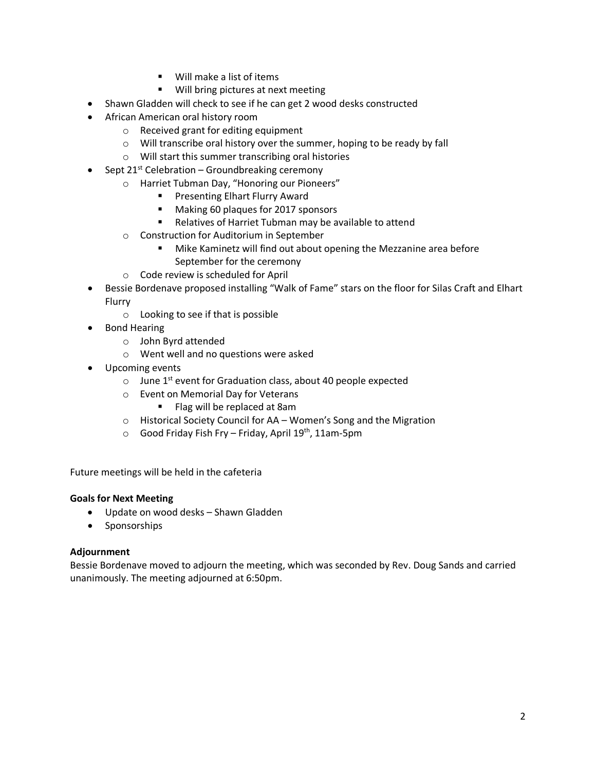- Will make a list of items
- Will bring pictures at next meeting

- Shawn Gladden will check to see if he can get 2 wood desks constructed
- African American oral history room
  - Received grant for editing equipment
  - Will transcribe oral history over the summer, hoping to be ready by fall
  - Will start this summer transcribing oral histories
- Sept 21st Celebration – Groundbreaking ceremony
  - Harriet Tubman Day, "Honoring our Pioneers"
    - Presenting Elhart Flurry Award
    - Making 60 plaques for 2017 sponsors
    - Relatives of Harriet Tubman may be available to attend
  - Construction for Auditorium in September
    - Mike Kaminetz will find out about opening the Mezzanine area before September for the ceremony
  - Code review is scheduled for April
- Bessie Bordenave proposed installing "Walk of Fame" stars on the floor for Silas Craft and Elhart Flurry
  - Looking to see if that is possible
- Bond Hearing
  - John Byrd attended
  - Went well and no questions were asked
- Upcoming events
  - June 1st event for Graduation class, about 40 people expected
  - Event on Memorial Day for Veterans
    - Flag will be replaced at 8am
  - Historical Society Council for AA – Women's Song and the Migration
  - Good Friday Fish Fry – Friday, April 19th, 11am-5pm

Future meetings will be held in the cafeteria

**Goals for Next Meeting**

- Update on wood desks – Shawn Gladden
- Sponsorships

**Adjournment**

Bessie Bordenave moved to adjourn the meeting, which was seconded by Rev. Doug Sands and carried unanimously. The meeting adjourned at 6:50pm.